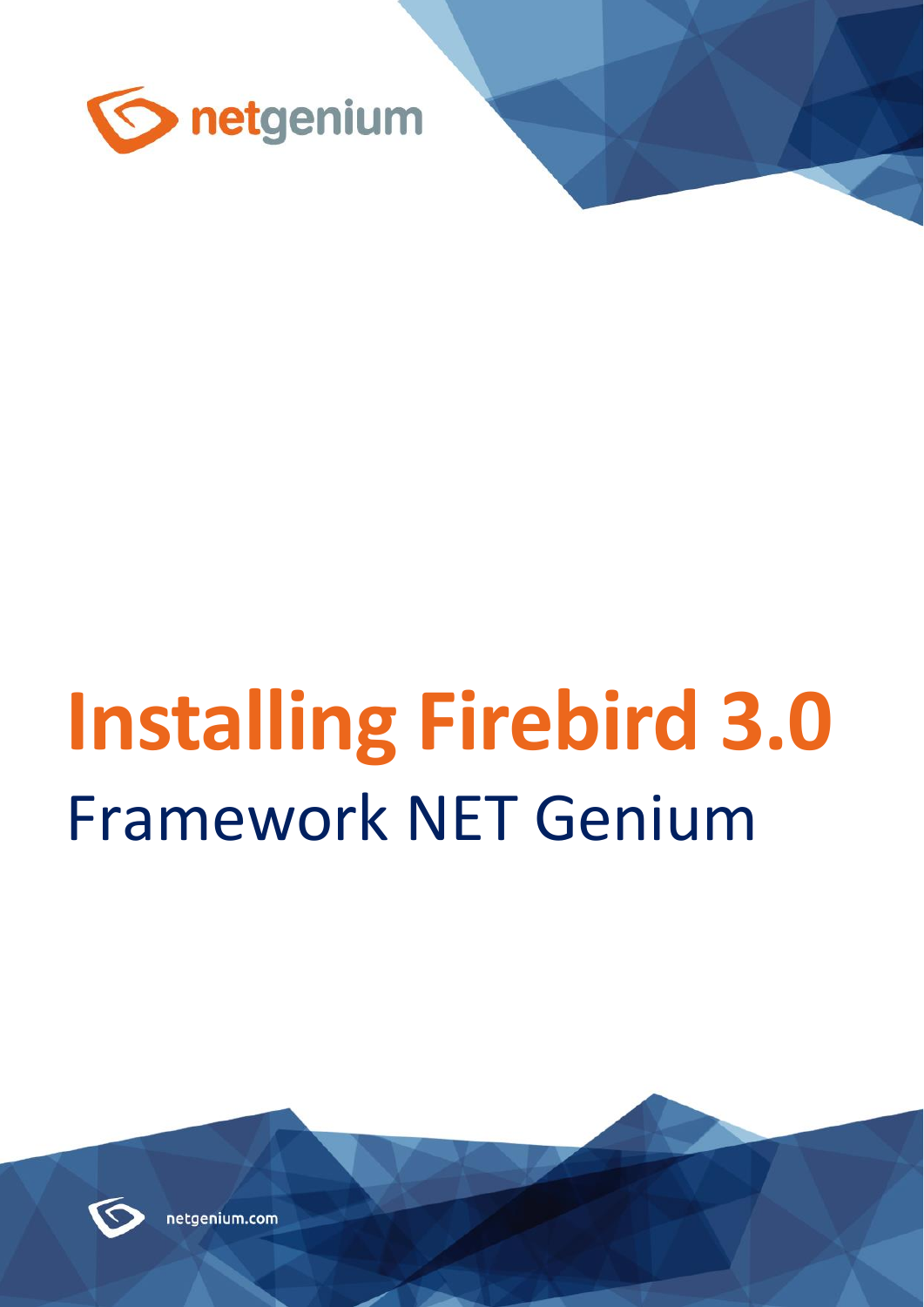netgenium

# Installing Firebird 3.0

## Framework NET Genium

netgenium.com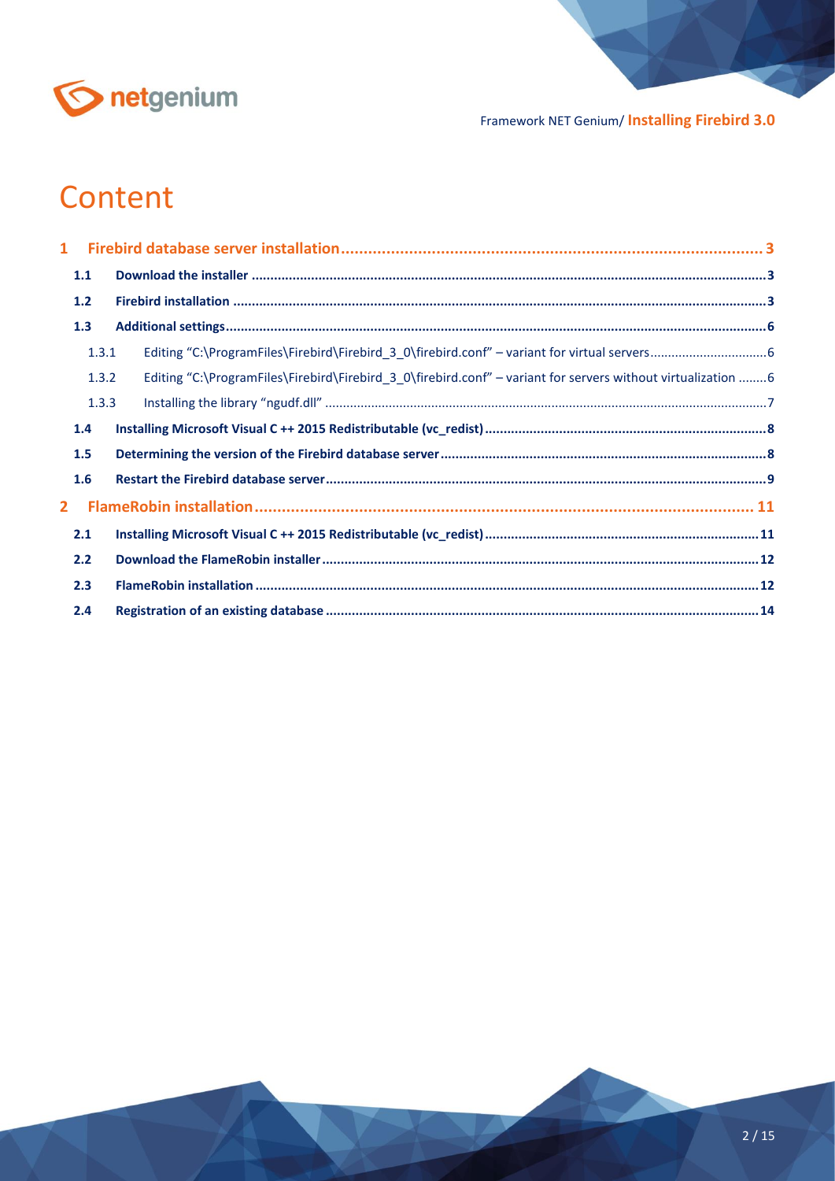# Content

1 **Firebird database server installation** ..... 3

- 1.1 **Download the installer** ..... 3
- 1.2 **Firebird installation** ..... 3
- 1.3 **Additional settings** ..... 6
  - 1.3.1 Editing "C:\ProgramFiles\Firebird\Firebird_3_0\firebird.conf" – variant for virtual servers ..... 6
  - 1.3.2 Editing "C:\ProgramFiles\Firebird\Firebird_3_0\firebird.conf" – variant for servers without virtualization ..... 6
  - 1.3.3 Installing the library "ngudf.dll" ..... 7
- 1.4 **Installing Microsoft Visual C ++ 2015 Redistributable (vc_redist)** ..... 8
- 1.5 **Determining the version of the Firebird database server** ..... 8
- 1.6 **Restart the Firebird database server** ..... 9

2 **FlameRobin installation** ..... 11

- 2.1 **Installing Microsoft Visual C ++ 2015 Redistributable (vc_redist)** ..... 11
- 2.2 **Download the FlameRobin installer** ..... 12
- 2.3 **FlameRobin installation** ..... 12
- 2.4 **Registration of an existing database** ..... 14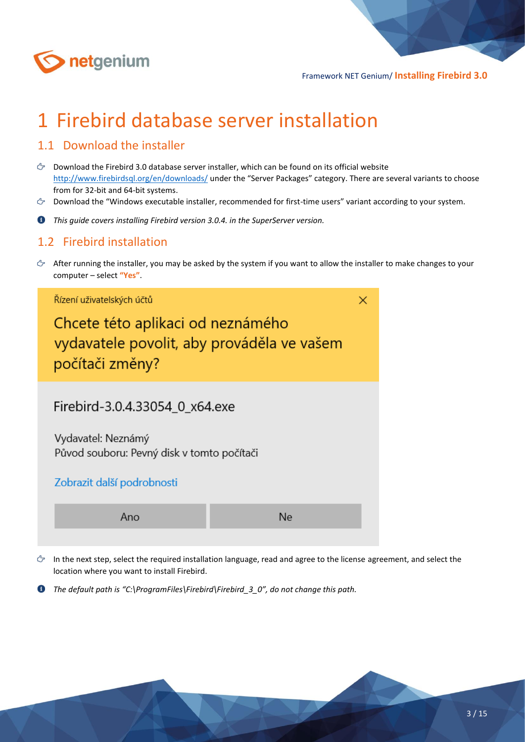# 1 Firebird database server installation

## 1.1 Download the installer

- Download the Firebird 3.0 database server installer, which can be found on its official website http://www.firebirdsql.org/en/downloads/ under the "Server Packages" category. There are several variants to choose from for 32-bit and 64-bit systems.
- Download the "Windows executable installer, recommended for first-time users" variant according to your system.

*This guide covers installing Firebird version 3.0.4. in the SuperServer version.*

## 1.2 Firebird installation

- After running the installer, you may be asked by the system if you want to allow the installer to make changes to your computer – select **"Yes"**.

- In the next step, select the required installation language, read and agree to the license agreement, and select the location where you want to install Firebird.

*The default path is "C:\ProgramFiles\Firebird\Firebird_3_0", do not change this path.*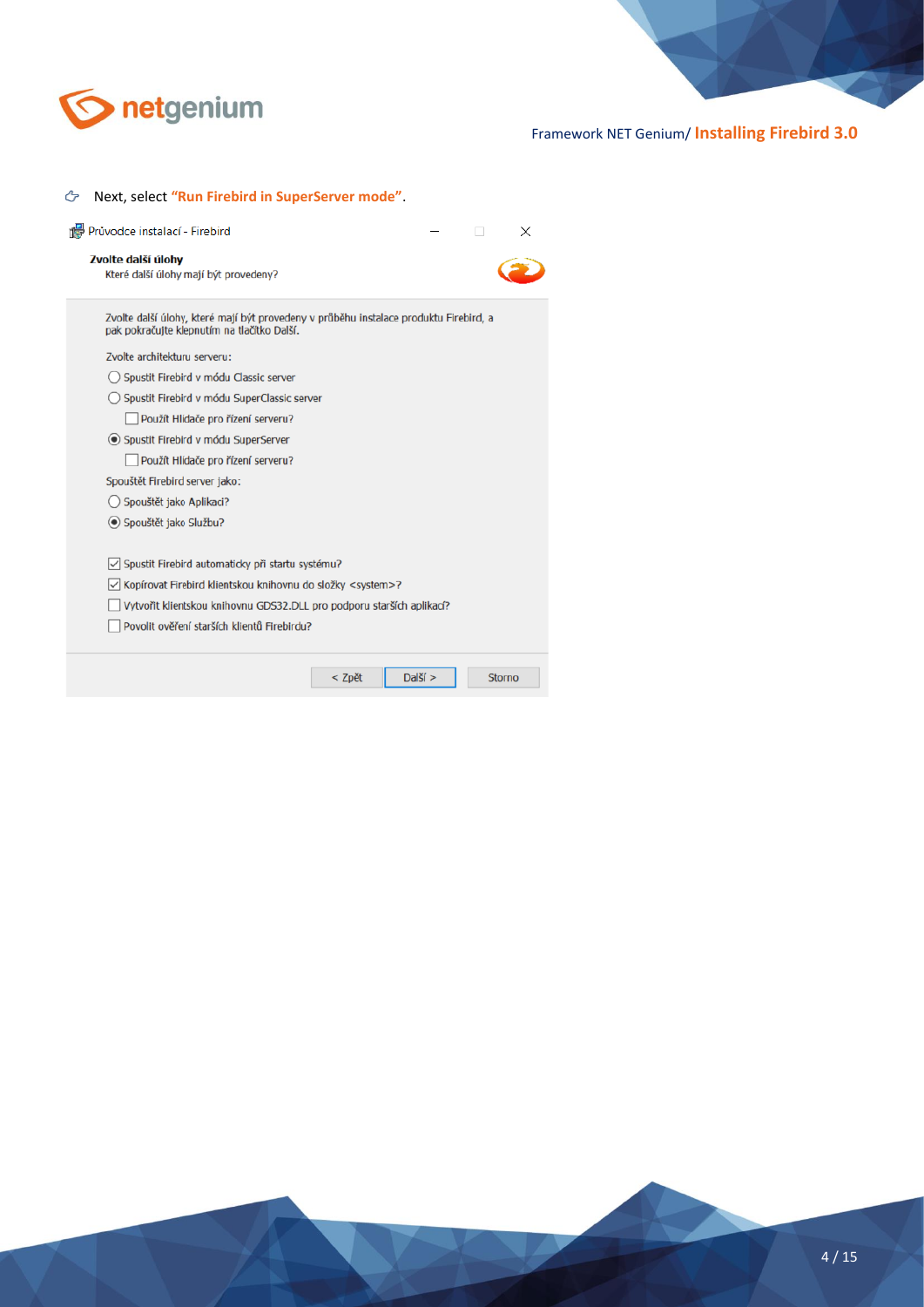Next, select **"Run Firebird in SuperServer mode"**.

Průvodce instalací - Firebird

**Zvolte další úlohy**

Které další úlohy mají být provedeny?

Zvolte další úlohy, které mají být provedeny v průběhu instalace produktu Firebird, a pak pokračujte klepnutím na tlačítko Další.

Zvolte architekturu serveru:

- ( ) Spustit Firebird v módu Classic server
- ( ) Spustit Firebird v módu SuperClassic server
  - [ ] Použít Hlídače pro řízení serveru?
- (•) Spustit Firebird v módu SuperServer
  - [ ] Použít Hlídače pro řízení serveru?

Spouštět Firebird server jako:

- ( ) Spouštět jako Aplikaci?
- (•) Spouštět jako Službu?

- [x] Spustit Firebird automaticky při startu systému?
- [x] Kopírovat Firebird klientskou knihovnu do složky <system>?
- [ ] Vytvořit klientskou knihovnu GDS32.DLL pro podporu starších aplikací?
- [ ] Povolit ověření starších klientů Firebirdu?

< Zpět | Další > | Storno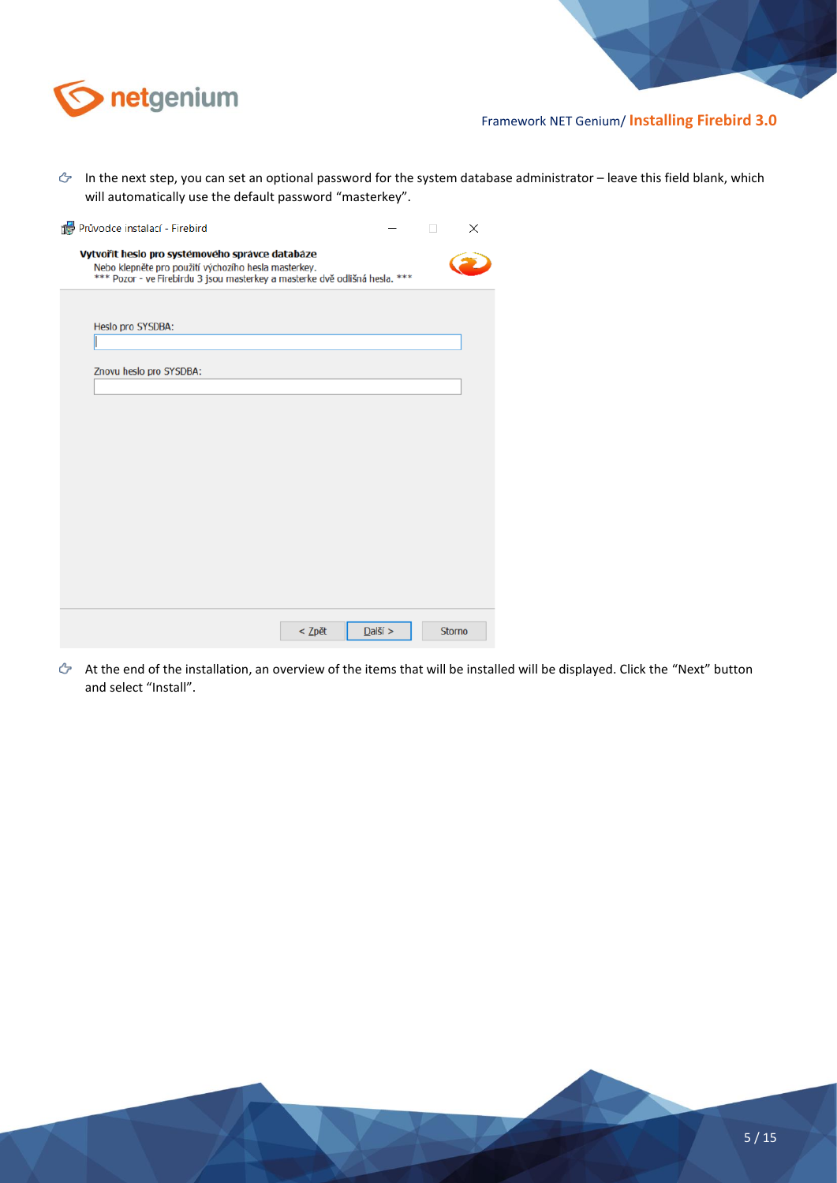- In the next step, you can set an optional password for the system database administrator – leave this field blank, which will automatically use the default password “masterkey”.

- At the end of the installation, an overview of the items that will be installed will be displayed. Click the “Next” button and select “Install”.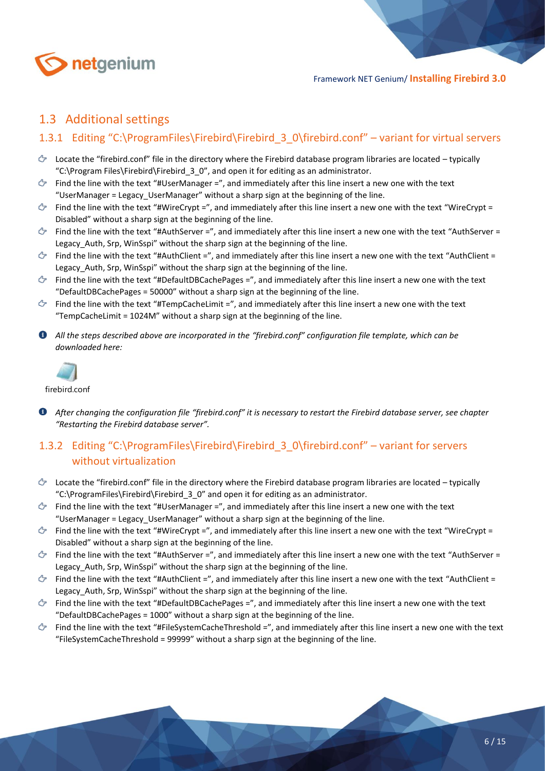## 1.3 Additional settings

### 1.3.1 Editing “C:\ProgramFiles\Firebird\Firebird_3_0\firebird.conf” – variant for virtual servers

- Locate the “firebird.conf” file in the directory where the Firebird database program libraries are located – typically “C:\Program Files\Firebird\Firebird_3_0”, and open it for editing as an administrator.
- Find the line with the text “#UserManager =”, and immediately after this line insert a new one with the text “UserManager = Legacy_UserManager” without a sharp sign at the beginning of the line.
- Find the line with the text “#WireCrypt =”, and immediately after this line insert a new one with the text “WireCrypt = Disabled” without a sharp sign at the beginning of the line.
- Find the line with the text “#AuthServer =”, and immediately after this line insert a new one with the text “AuthServer = Legacy_Auth, Srp, WinSspi” without the sharp sign at the beginning of the line.
- Find the line with the text “#AuthClient =”, and immediately after this line insert a new one with the text “AuthClient = Legacy_Auth, Srp, WinSspi” without the sharp sign at the beginning of the line.
- Find the line with the text “#DefaultDBCachePages =”, and immediately after this line insert a new one with the text “DefaultDBCachePages = 50000” without a sharp sign at the beginning of the line.
- Find the line with the text “#TempCacheLimit =”, and immediately after this line insert a new one with the text “TempCacheLimit = 1024M” without a sharp sign at the beginning of the line.

*All the steps described above are incorporated in the “firebird.conf” configuration file template, which can be downloaded here:*

firebird.conf

*After changing the configuration file “firebird.conf” it is necessary to restart the Firebird database server, see chapter “Restarting the Firebird database server”.*

### 1.3.2 Editing “C:\ProgramFiles\Firebird\Firebird_3_0\firebird.conf” – variant for servers without virtualization

- Locate the “firebird.conf” file in the directory where the Firebird database program libraries are located – typically “C:\ProgramFiles\Firebird\Firebird_3_0” and open it for editing as an administrator.
- Find the line with the text “#UserManager =”, and immediately after this line insert a new one with the text “UserManager = Legacy_UserManager” without a sharp sign at the beginning of the line.
- Find the line with the text “#WireCrypt =”, and immediately after this line insert a new one with the text “WireCrypt = Disabled” without a sharp sign at the beginning of the line.
- Find the line with the text “#AuthServer =”, and immediately after this line insert a new one with the text “AuthServer = Legacy_Auth, Srp, WinSspi” without the sharp sign at the beginning of the line.
- Find the line with the text “#AuthClient =”, and immediately after this line insert a new one with the text “AuthClient = Legacy_Auth, Srp, WinSspi” without the sharp sign at the beginning of the line.
- Find the line with the text “#DefaultDBCachePages =”, and immediately after this line insert a new one with the text “DefaultDBCachePages = 1000” without a sharp sign at the beginning of the line.
- Find the line with the text “#FileSystemCacheThreshold =”, and immediately after this line insert a new one with the text “FileSystemCacheThreshold = 99999” without a sharp sign at the beginning of the line.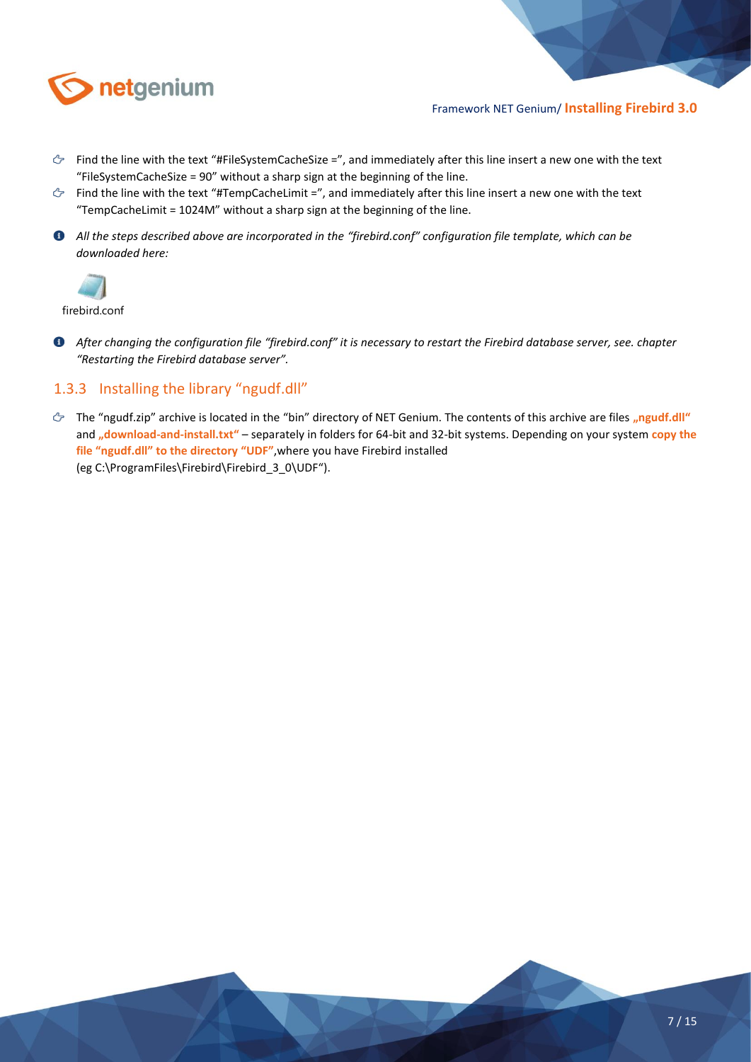- Find the line with the text "#FileSystemCacheSize =", and immediately after this line insert a new one with the text "FileSystemCacheSize = 90" without a sharp sign at the beginning of the line.
- Find the line with the text "#TempCacheLimit =", and immediately after this line insert a new one with the text "TempCacheLimit = 1024M" without a sharp sign at the beginning of the line.

*All the steps described above are incorporated in the "firebird.conf" configuration file template, which can be downloaded here:*

firebird.conf

*After changing the configuration file "firebird.conf" it is necessary to restart the Firebird database server, see. chapter "Restarting the Firebird database server".*

### 1.3.3 Installing the library "ngudf.dll"

- The "ngudf.zip" archive is located in the "bin" directory of NET Genium. The contents of this archive are files **„ngudf.dll"** and **„download-and-install.txt"** – separately in folders for 64-bit and 32-bit systems. Depending on your system **copy the file "ngudf.dll" to the directory "UDF"**,where you have Firebird installed (eg C:\ProgramFiles\Firebird\Firebird_3_0\UDF").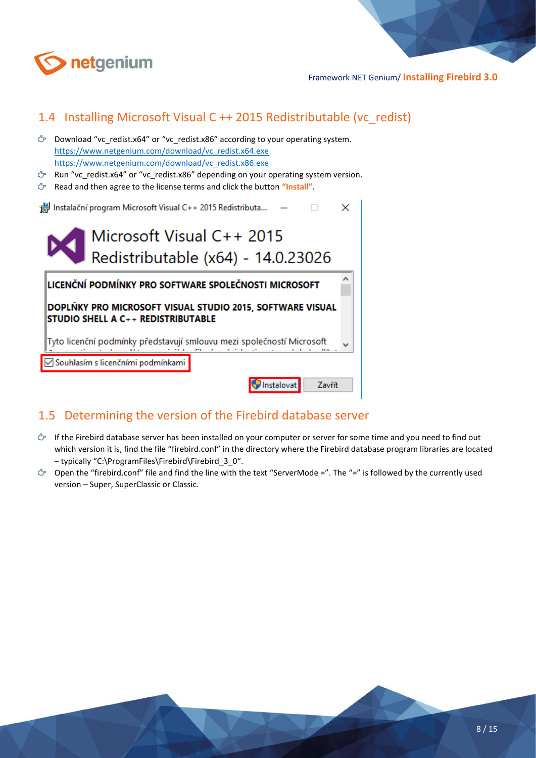## 1.4 Installing Microsoft Visual C ++ 2015 Redistributable (vc_redist)

- Download "vc_redist.x64" or "vc_redist.x86" according to your operating system.
  https://www.netgenium.com/download/vc_redist.x64.exe
  https://www.netgenium.com/download/vc_redist.x86.exe
- Run "vc_redist.x64" or "vc_redist.x86" depending on your operating system version.
- Read and then agree to the license terms and click the button **"Install"**.

## 1.5 Determining the version of the Firebird database server

- If the Firebird database server has been installed on your computer or server for some time and you need to find out which version it is, find the file "firebird.conf" in the directory where the Firebird database program libraries are located – typically "C:\ProgramFiles\Firebird\Firebird_3_0".
- Open the "firebird.conf" file and find the line with the text "ServerMode =". The "=" is followed by the currently used version – Super, SuperClassic or Classic.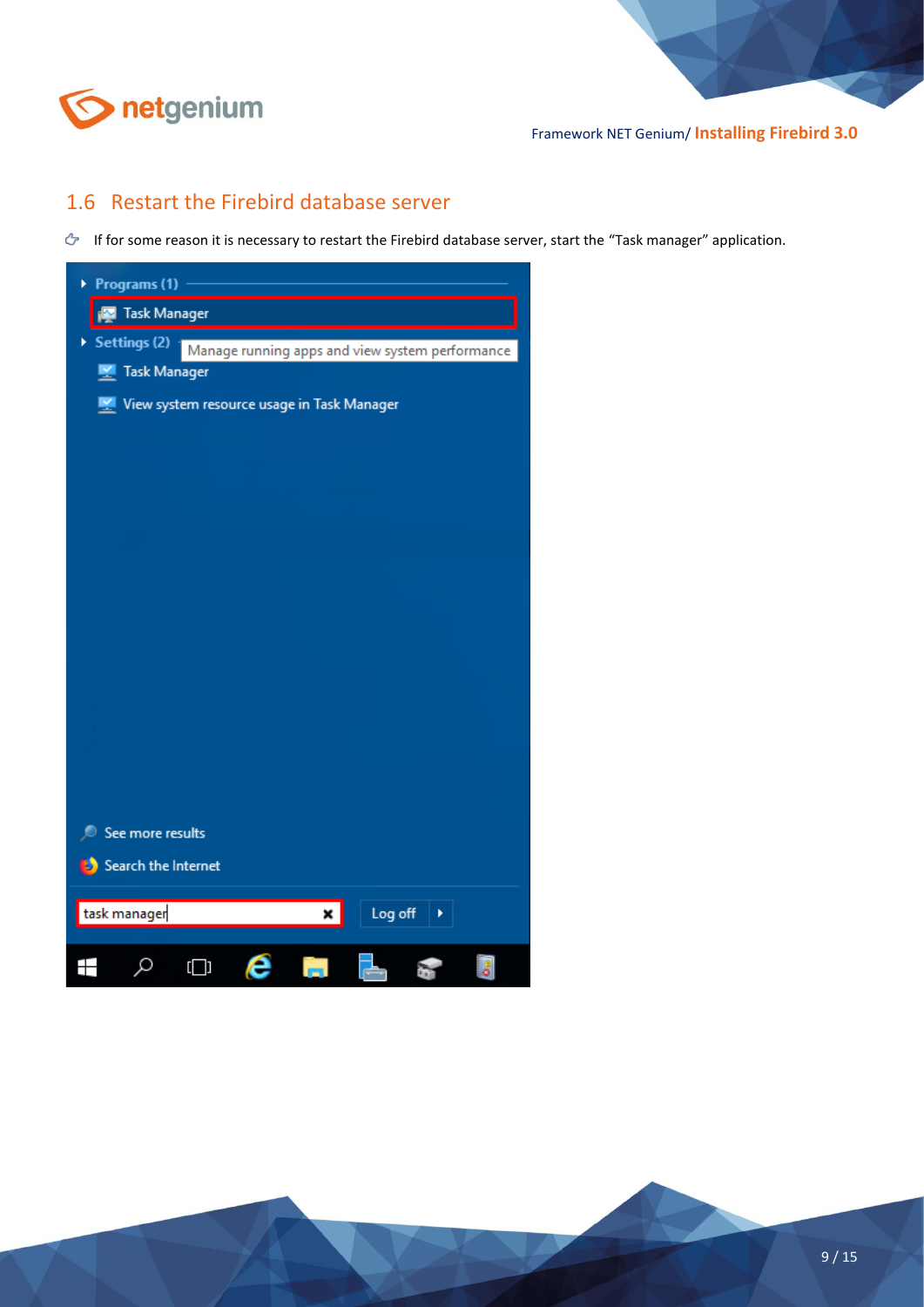## 1.6 Restart the Firebird database server

- If for some reason it is necessary to restart the Firebird database server, start the "Task manager" application.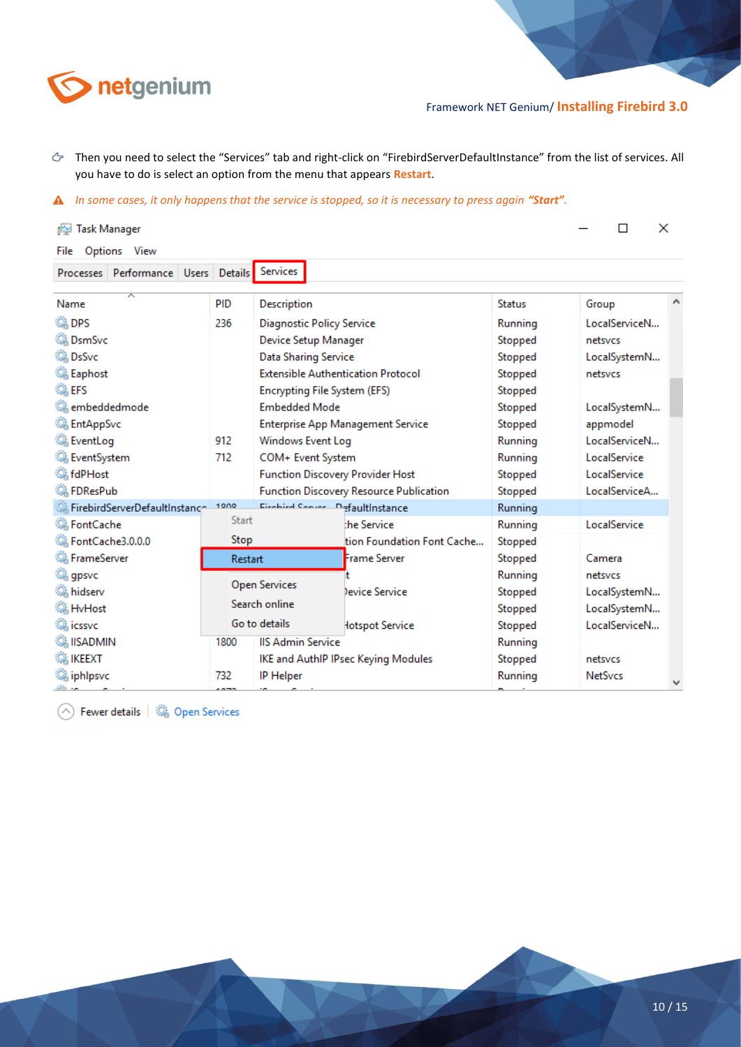- Then you need to select the “Services” tab and right-click on “FirebirdServerDefaultInstance” from the list of services. All you have to do is select an option from the menu that appears **Restart**.

⚠ *In some cases, it only happens that the service is stopped, so it is necessary to press again **“Start”**.*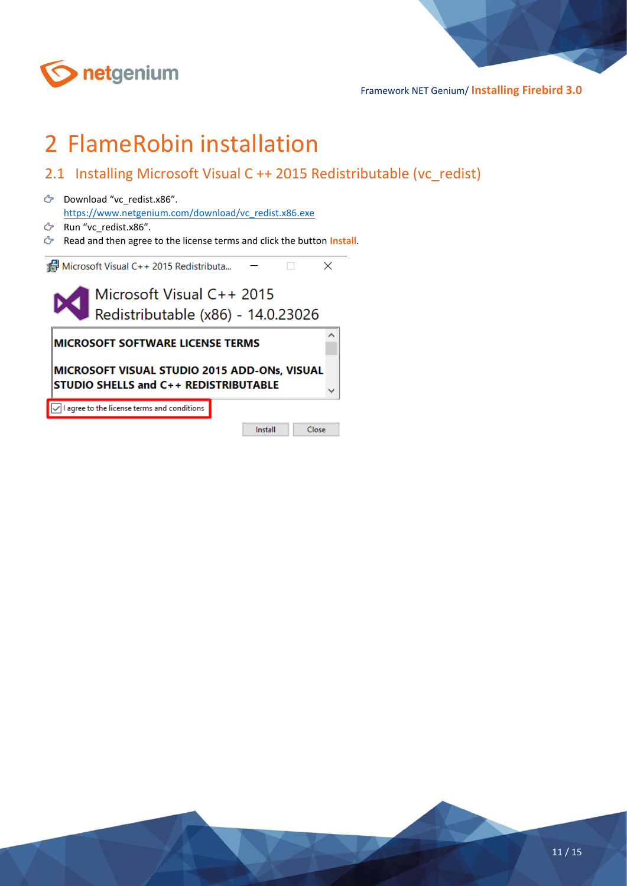# 2 FlameRobin installation

## 2.1 Installing Microsoft Visual C ++ 2015 Redistributable (vc_redist)

- Download "vc_redist.x86".
  https://www.netgenium.com/download/vc_redist.x86.exe
- Run "vc_redist.x86".
- Read and then agree to the license terms and click the button **Install**.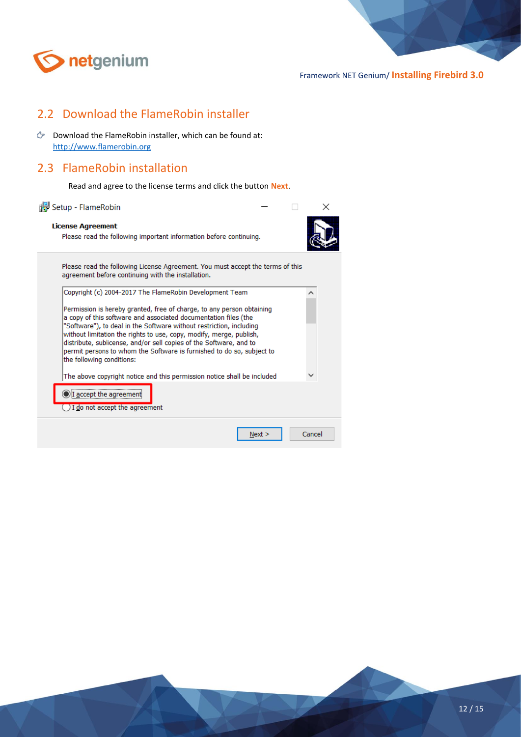## 2.2 Download the FlameRobin installer

- Download the FlameRobin installer, which can be found at: http://www.flamerobin.org

## 2.3 FlameRobin installation

Read and agree to the license terms and click the button **Next**.

Setup - FlameRobin

**License Agreement**

Please read the following important information before continuing.

Please read the following License Agreement. You must accept the terms of this agreement before continuing with the installation.

Copyright (c) 2004-2017 The FlameRobin Development Team

Permission is hereby granted, free of charge, to any person obtaining a copy of this software and associated documentation files (the "Software"), to deal in the Software without restriction, including without limitation the rights to use, copy, modify, merge, publish, distribute, sublicense, and/or sell copies of the Software, and to permit persons to whom the Software is furnished to do so, subject to the following conditions:

The above copyright notice and this permission notice shall be included

- (•) I accept the agreement
- ( ) I do not accept the agreement

Next > | Cancel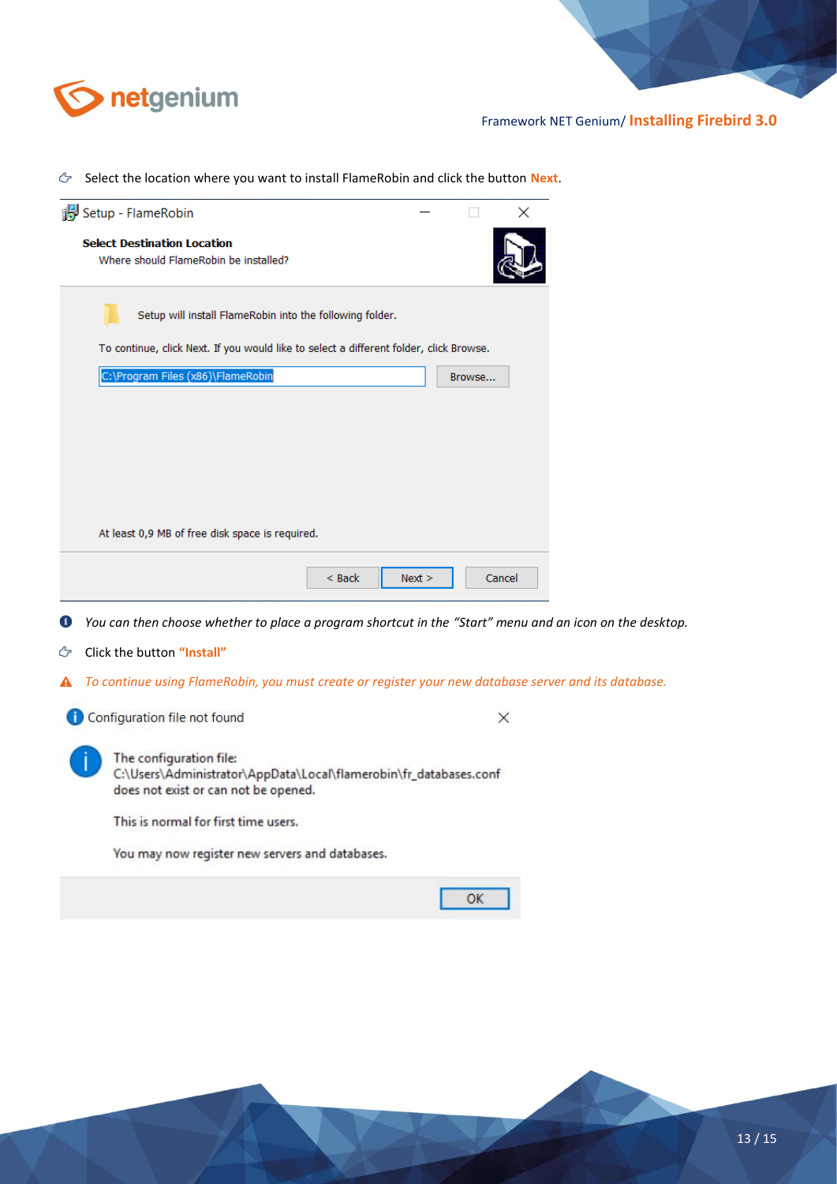Select the location where you want to install FlameRobin and click the button **Next**.

Setup - FlameRobin

**Select Destination Location**

Where should FlameRobin be installed?

Setup will install FlameRobin into the following folder.

To continue, click Next. If you would like to select a different folder, click Browse.

C:\Program Files (x86)\FlameRobin

Browse...

At least 0,9 MB of free disk space is required.

< Back | Next > | Cancel

*You can then choose whether to place a program shortcut in the "Start" menu and an icon on the desktop.*

Click the button **"Install"**

*To continue using FlameRobin, you must create or register your new database server and its database.*

Configuration file not found

The configuration file:
C:\Users\Administrator\AppData\Local\flamerobin\fr_databases.conf
does not exist or can not be opened.

This is normal for first time users.

You may now register new servers and databases.

OK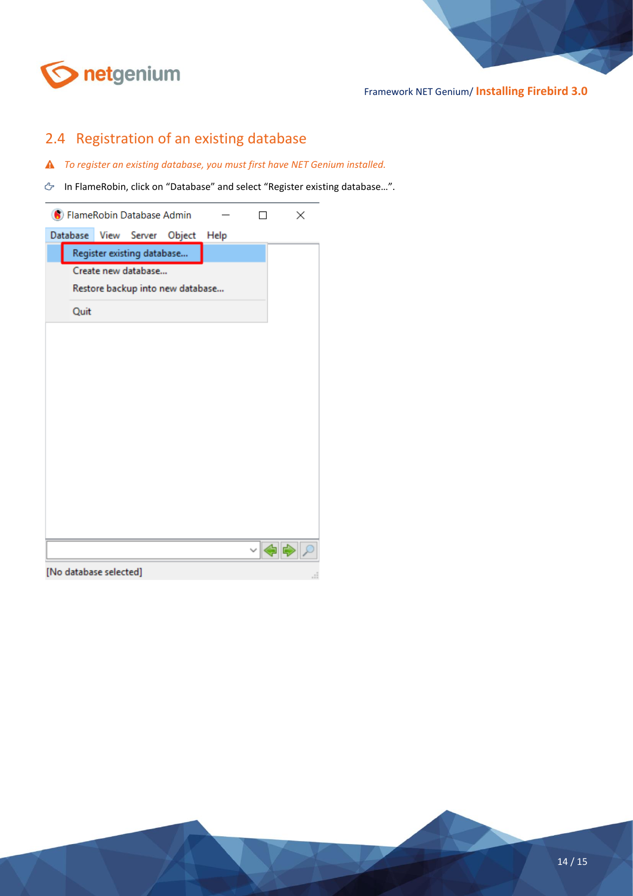## 2.4 Registration of an existing database

*To register an existing database, you must first have NET Genium installed.*

In FlameRobin, click on “Database” and select “Register existing database…”.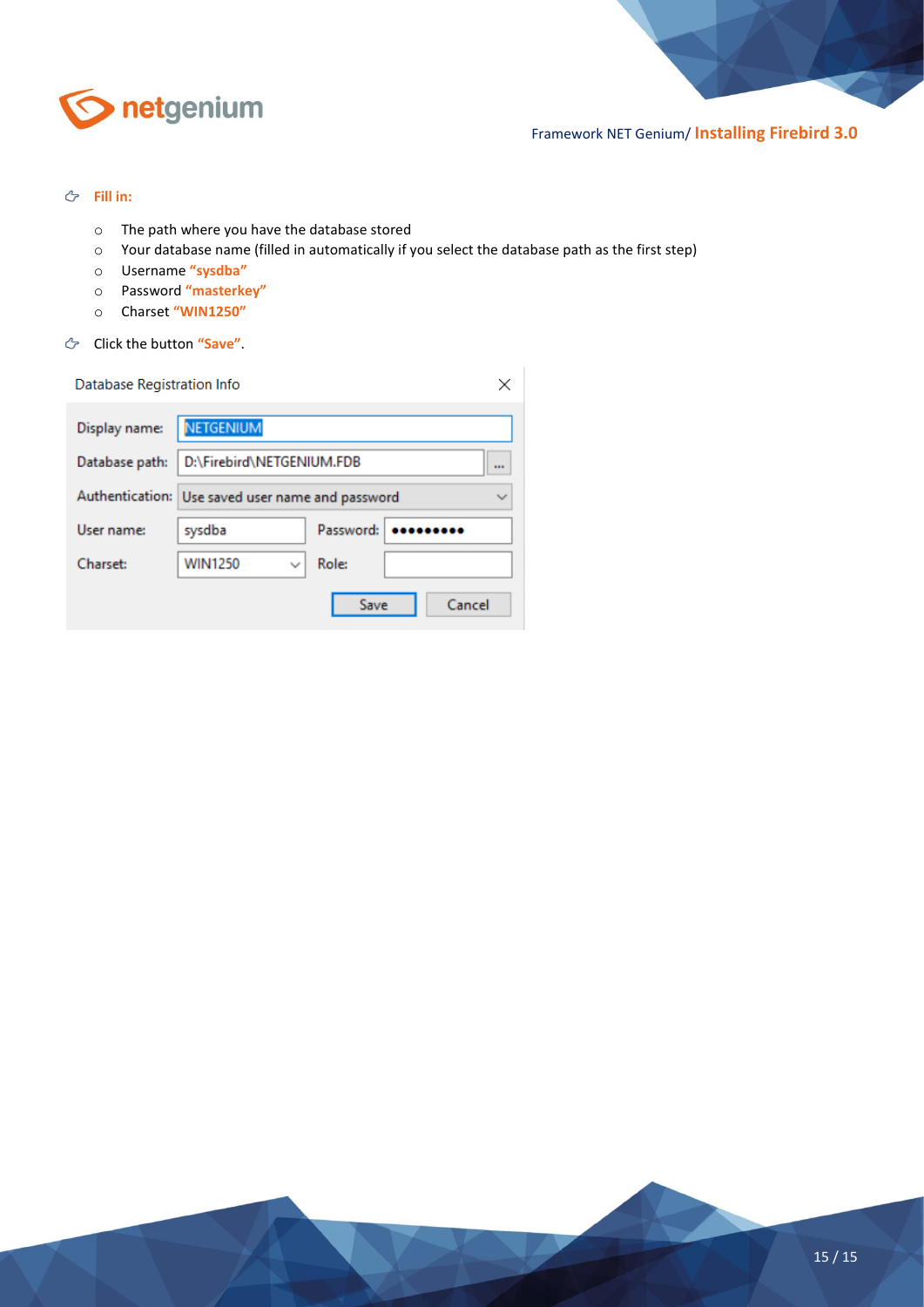- **Fill in:**
  - The path where you have the database stored
  - Your database name (filled in automatically if you select the database path as the first step)
  - Username **"sysdba"**
  - Password **"masterkey"**
  - Charset **"WIN1250"**
- Click the button **"Save"**.

Database Registration Info

Display name: NETGENIUM

Database path: D:\Firebird\NETGENIUM.FDB

Authentication: Use saved user name and password

User name: sysdba

Password: ●●●●●●●●●

Charset: WIN1250

Role:

Save | Cancel